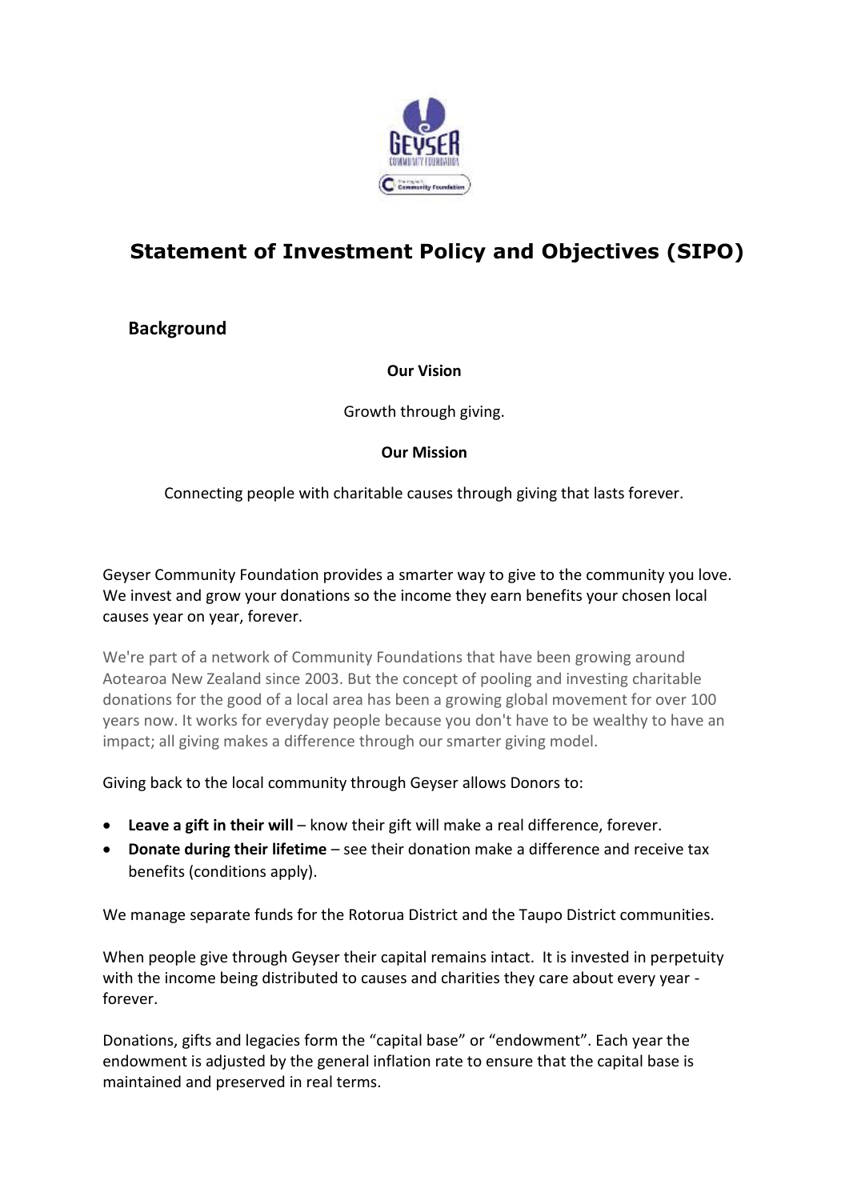# Statement of Investment Policy and Objectives (SIPO)

## Background

**Our Vision**

Growth through giving.

**Our Mission**

Connecting people with charitable causes through giving that lasts forever.

Geyser Community Foundation provides a smarter way to give to the community you love. We invest and grow your donations so the income they earn benefits your chosen local causes year on year, forever.

We're part of a network of Community Foundations that have been growing around Aotearoa New Zealand since 2003. But the concept of pooling and investing charitable donations for the good of a local area has been a growing global movement for over 100 years now. It works for everyday people because you don't have to be wealthy to have an impact; all giving makes a difference through our smarter giving model.

Giving back to the local community through Geyser allows Donors to:

- **Leave a gift in their will** – know their gift will make a real difference, forever.
- **Donate during their lifetime** – see their donation make a difference and receive tax benefits (conditions apply).

We manage separate funds for the Rotorua District and the Taupo District communities.

When people give through Geyser their capital remains intact. It is invested in perpetuity with the income being distributed to causes and charities they care about every year - forever.

Donations, gifts and legacies form the "capital base" or "endowment". Each year the endowment is adjusted by the general inflation rate to ensure that the capital base is maintained and preserved in real terms.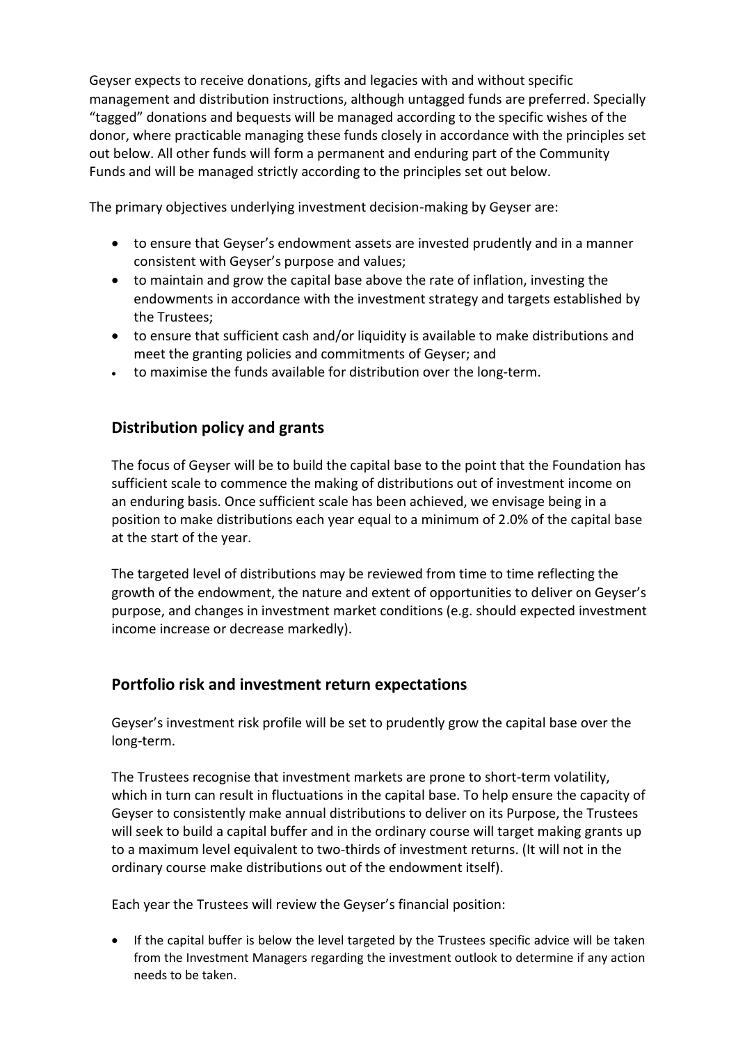Geyser expects to receive donations, gifts and legacies with and without specific management and distribution instructions, although untagged funds are preferred. Specially "tagged" donations and bequests will be managed according to the specific wishes of the donor, where practicable managing these funds closely in accordance with the principles set out below. All other funds will form a permanent and enduring part of the Community Funds and will be managed strictly according to the principles set out below.

The primary objectives underlying investment decision-making by Geyser are:

- to ensure that Geyser's endowment assets are invested prudently and in a manner consistent with Geyser's purpose and values;
- to maintain and grow the capital base above the rate of inflation, investing the endowments in accordance with the investment strategy and targets established by the Trustees;
- to ensure that sufficient cash and/or liquidity is available to make distributions and meet the granting policies and commitments of Geyser; and
- to maximise the funds available for distribution over the long-term.

## Distribution policy and grants

The focus of Geyser will be to build the capital base to the point that the Foundation has sufficient scale to commence the making of distributions out of investment income on an enduring basis. Once sufficient scale has been achieved, we envisage being in a position to make distributions each year equal to a minimum of 2.0% of the capital base at the start of the year.

The targeted level of distributions may be reviewed from time to time reflecting the growth of the endowment, the nature and extent of opportunities to deliver on Geyser's purpose, and changes in investment market conditions (e.g. should expected investment income increase or decrease markedly).

## Portfolio risk and investment return expectations

Geyser's investment risk profile will be set to prudently grow the capital base over the long-term.

The Trustees recognise that investment markets are prone to short-term volatility, which in turn can result in fluctuations in the capital base. To help ensure the capacity of Geyser to consistently make annual distributions to deliver on its Purpose, the Trustees will seek to build a capital buffer and in the ordinary course will target making grants up to a maximum level equivalent to two-thirds of investment returns. (It will not in the ordinary course make distributions out of the endowment itself).

Each year the Trustees will review the Geyser's financial position:

- If the capital buffer is below the level targeted by the Trustees specific advice will be taken from the Investment Managers regarding the investment outlook to determine if any action needs to be taken.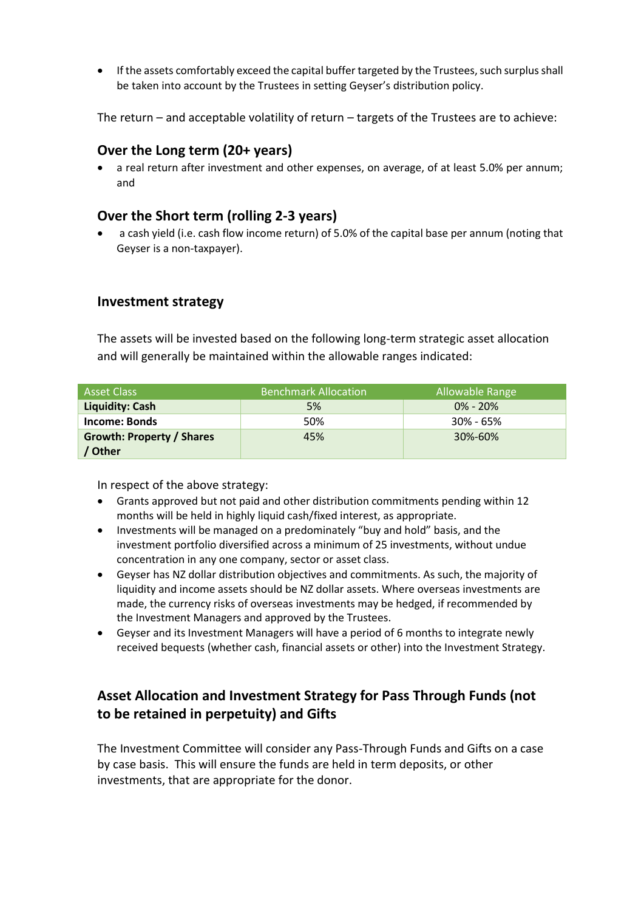- If the assets comfortably exceed the capital buffer targeted by the Trustees, such surplus shall be taken into account by the Trustees in setting Geyser's distribution policy.

The return – and acceptable volatility of return – targets of the Trustees are to achieve:

### Over the Long term (20+ years)

- a real return after investment and other expenses, on average, of at least 5.0% per annum; and

### Over the Short term (rolling 2-3 years)

- a cash yield (i.e. cash flow income return) of 5.0% of the capital base per annum (noting that Geyser is a non-taxpayer).

### Investment strategy

The assets will be invested based on the following long-term strategic asset allocation and will generally be maintained within the allowable ranges indicated:

| Asset Class | Benchmark Allocation | Allowable Range |
|---|---|---|
| **Liquidity: Cash** | 5% | 0% - 20% |
| **Income: Bonds** | 50% | 30% - 65% |
| **Growth: Property / Shares / Other** | 45% | 30%-60% |

In respect of the above strategy:

- Grants approved but not paid and other distribution commitments pending within 12 months will be held in highly liquid cash/fixed interest, as appropriate.
- Investments will be managed on a predominately "buy and hold" basis, and the investment portfolio diversified across a minimum of 25 investments, without undue concentration in any one company, sector or asset class.
- Geyser has NZ dollar distribution objectives and commitments. As such, the majority of liquidity and income assets should be NZ dollar assets. Where overseas investments are made, the currency risks of overseas investments may be hedged, if recommended by the Investment Managers and approved by the Trustees.
- Geyser and its Investment Managers will have a period of 6 months to integrate newly received bequests (whether cash, financial assets or other) into the Investment Strategy.

### Asset Allocation and Investment Strategy for Pass Through Funds (not to be retained in perpetuity) and Gifts

The Investment Committee will consider any Pass-Through Funds and Gifts on a case by case basis. This will ensure the funds are held in term deposits, or other investments, that are appropriate for the donor.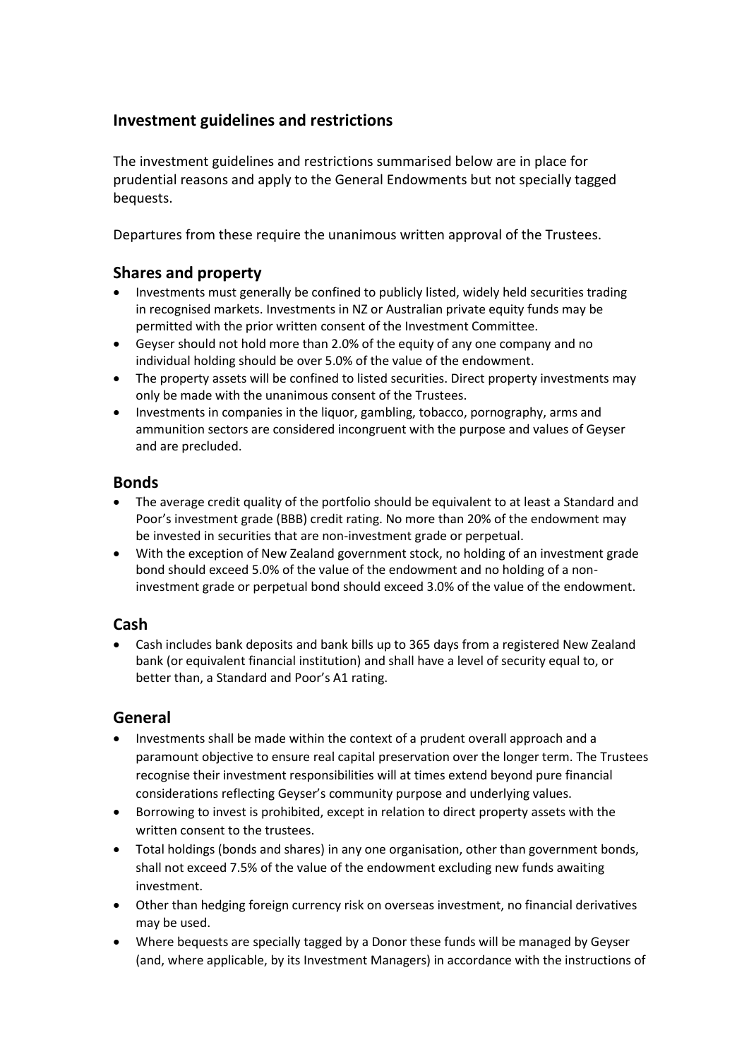## Investment guidelines and restrictions

The investment guidelines and restrictions summarised below are in place for prudential reasons and apply to the General Endowments but not specially tagged bequests.

Departures from these require the unanimous written approval of the Trustees.

### Shares and property

- Investments must generally be confined to publicly listed, widely held securities trading in recognised markets. Investments in NZ or Australian private equity funds may be permitted with the prior written consent of the Investment Committee.
- Geyser should not hold more than 2.0% of the equity of any one company and no individual holding should be over 5.0% of the value of the endowment.
- The property assets will be confined to listed securities. Direct property investments may only be made with the unanimous consent of the Trustees.
- Investments in companies in the liquor, gambling, tobacco, pornography, arms and ammunition sectors are considered incongruent with the purpose and values of Geyser and are precluded.

### Bonds

- The average credit quality of the portfolio should be equivalent to at least a Standard and Poor's investment grade (BBB) credit rating. No more than 20% of the endowment may be invested in securities that are non-investment grade or perpetual.
- With the exception of New Zealand government stock, no holding of an investment grade bond should exceed 5.0% of the value of the endowment and no holding of a non-investment grade or perpetual bond should exceed 3.0% of the value of the endowment.

### Cash

- Cash includes bank deposits and bank bills up to 365 days from a registered New Zealand bank (or equivalent financial institution) and shall have a level of security equal to, or better than, a Standard and Poor's A1 rating.

### General

- Investments shall be made within the context of a prudent overall approach and a paramount objective to ensure real capital preservation over the longer term. The Trustees recognise their investment responsibilities will at times extend beyond pure financial considerations reflecting Geyser's community purpose and underlying values.
- Borrowing to invest is prohibited, except in relation to direct property assets with the written consent to the trustees.
- Total holdings (bonds and shares) in any one organisation, other than government bonds, shall not exceed 7.5% of the value of the endowment excluding new funds awaiting investment.
- Other than hedging foreign currency risk on overseas investment, no financial derivatives may be used.
- Where bequests are specially tagged by a Donor these funds will be managed by Geyser (and, where applicable, by its Investment Managers) in accordance with the instructions of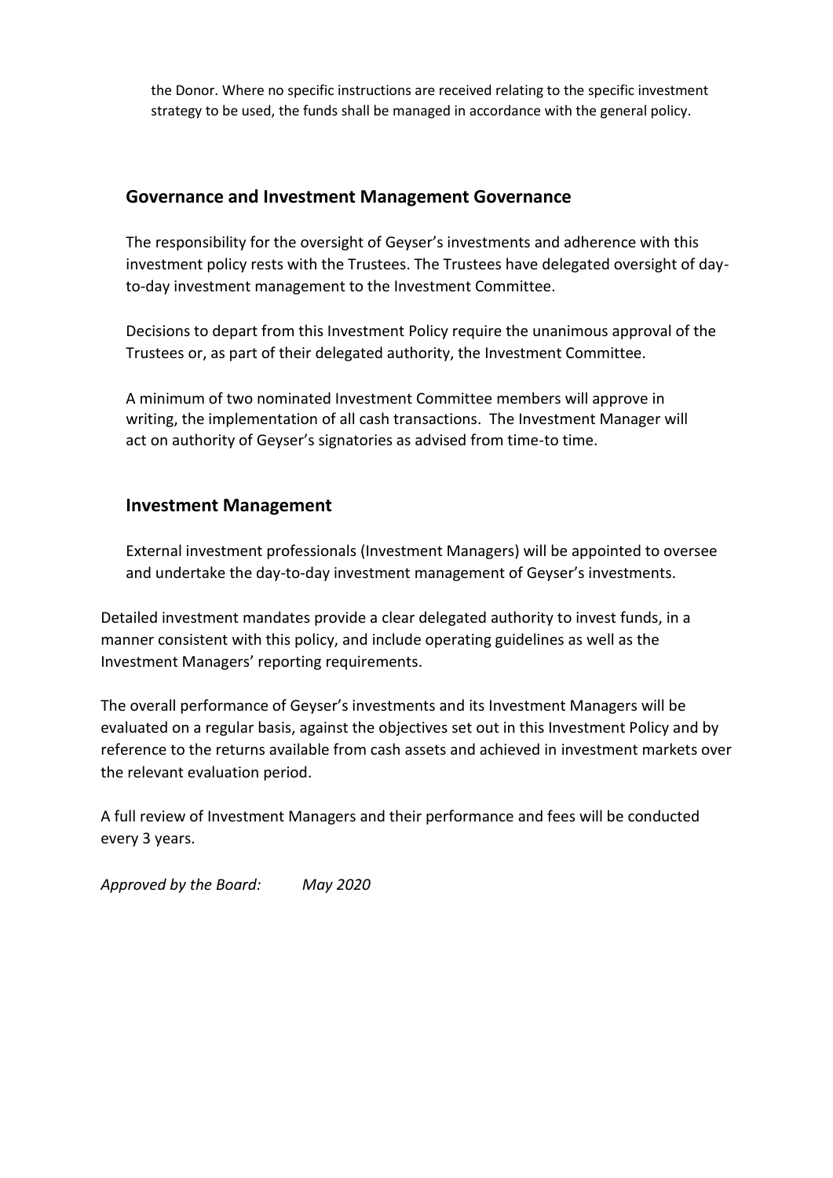the Donor. Where no specific instructions are received relating to the specific investment strategy to be used, the funds shall be managed in accordance with the general policy.

## Governance and Investment Management Governance

The responsibility for the oversight of Geyser's investments and adherence with this investment policy rests with the Trustees. The Trustees have delegated oversight of day-to-day investment management to the Investment Committee.

Decisions to depart from this Investment Policy require the unanimous approval of the Trustees or, as part of their delegated authority, the Investment Committee.

A minimum of two nominated Investment Committee members will approve in writing, the implementation of all cash transactions. The Investment Manager will act on authority of Geyser's signatories as advised from time-to time.

## Investment Management

External investment professionals (Investment Managers) will be appointed to oversee and undertake the day-to-day investment management of Geyser's investments.

Detailed investment mandates provide a clear delegated authority to invest funds, in a manner consistent with this policy, and include operating guidelines as well as the Investment Managers' reporting requirements.

The overall performance of Geyser's investments and its Investment Managers will be evaluated on a regular basis, against the objectives set out in this Investment Policy and by reference to the returns available from cash assets and achieved in investment markets over the relevant evaluation period.

A full review of Investment Managers and their performance and fees will be conducted every 3 years.

*Approved by the Board:* *May 2020*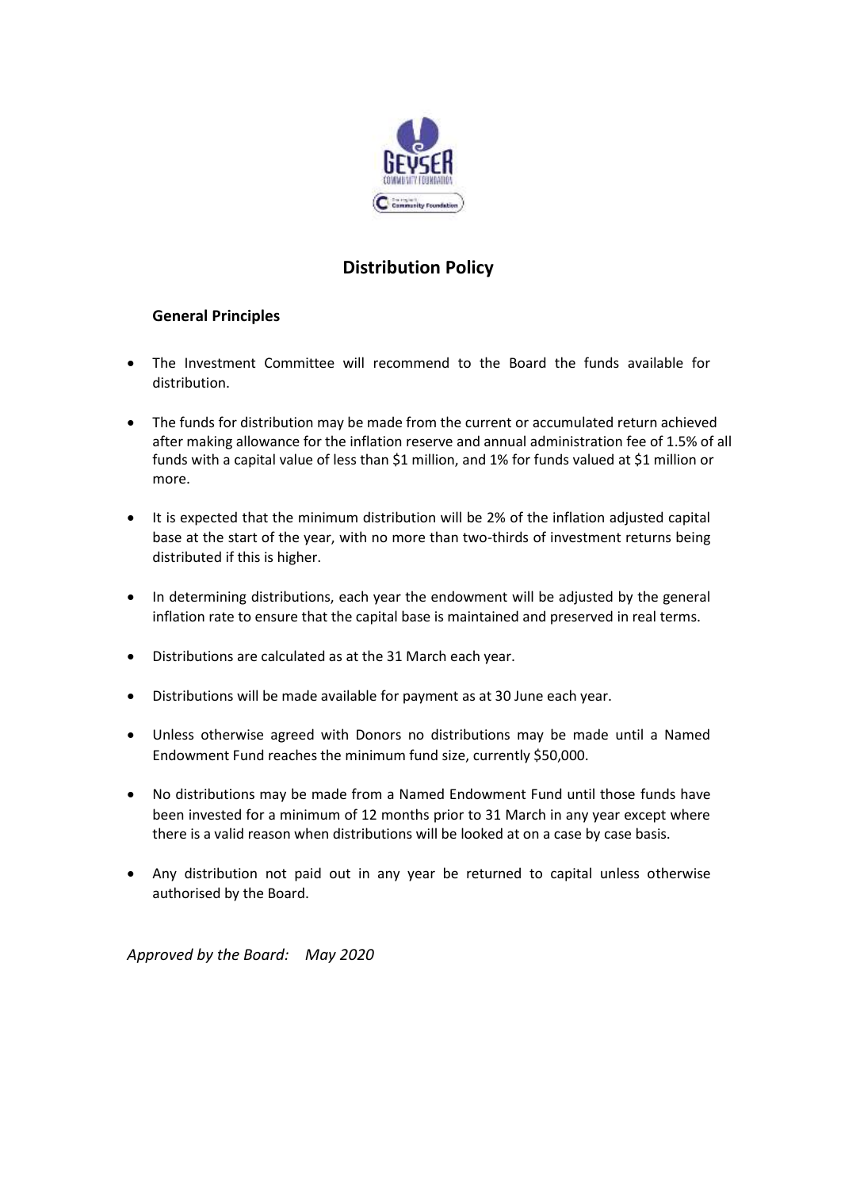# Distribution Policy

**General Principles**

- The Investment Committee will recommend to the Board the funds available for distribution.
- The funds for distribution may be made from the current or accumulated return achieved after making allowance for the inflation reserve and annual administration fee of 1.5% of all funds with a capital value of less than $1 million, and 1% for funds valued at $1 million or more.
- It is expected that the minimum distribution will be 2% of the inflation adjusted capital base at the start of the year, with no more than two-thirds of investment returns being distributed if this is higher.
- In determining distributions, each year the endowment will be adjusted by the general inflation rate to ensure that the capital base is maintained and preserved in real terms.
- Distributions are calculated as at the 31 March each year.
- Distributions will be made available for payment as at 30 June each year.
- Unless otherwise agreed with Donors no distributions may be made until a Named Endowment Fund reaches the minimum fund size, currently $50,000.
- No distributions may be made from a Named Endowment Fund until those funds have been invested for a minimum of 12 months prior to 31 March in any year except where there is a valid reason when distributions will be looked at on a case by case basis.
- Any distribution not paid out in any year be returned to capital unless otherwise authorised by the Board.

*Approved by the Board: May 2020*